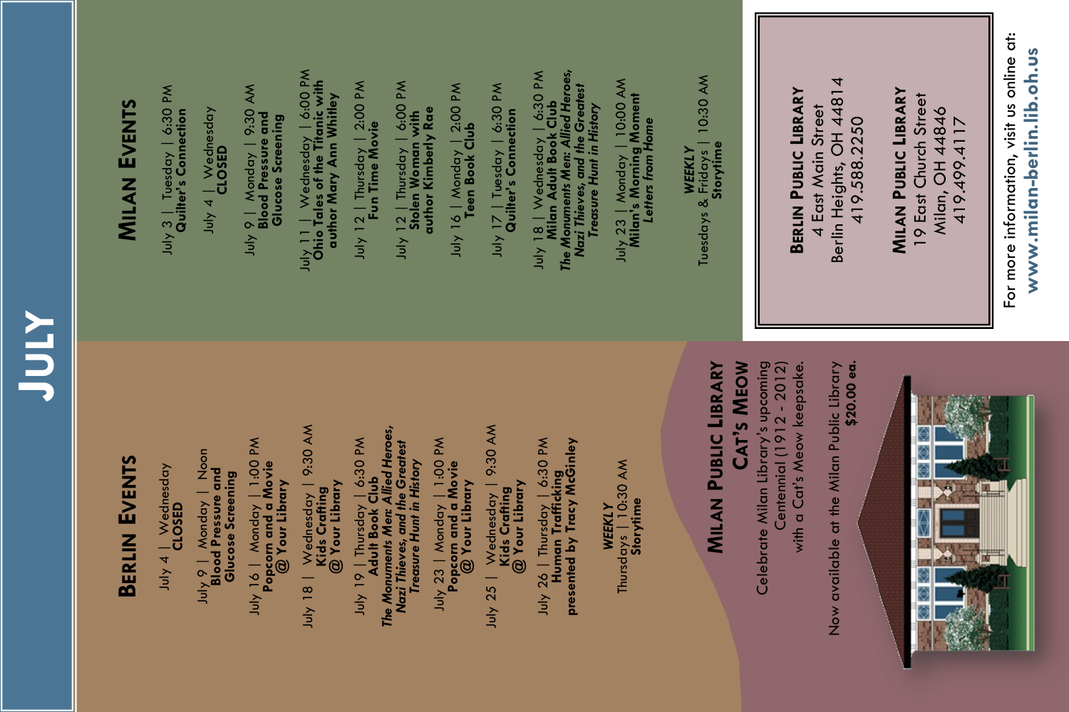# JULY

## BERLIN EVENTS

July 4 | Wednesday
**CLOSED**

July 9 | Monday | Noon
**Blood Pressure and Glucose Screening**

July 16 | Monday | 1:00 PM
**Popcorn and a Movie @ Your Library**

July 18 | Wednesday | 9:30 AM
**Kids Crafting @ Your Library**

July 19 | Thursday | 6:30 PM
**Adult Book Club**
***The Monuments Men: Allied Heroes, Nazi Thieves, and the Greatest Treasure Hunt in History***

July 23 | Monday | 1:00 PM
**Popcorn and a Movie @ Your Library**

July 25 | Wednesday | 9:30 AM
**Kids Crafting @ Your Library**

July 26 | Thursday | 6:30 PM
**Human Trafficking presented by Tracy McGinley**

***WEEKLY***
Thursdays | 10:30 AM
**Storytime**

## MILAN EVENTS

July 3 | Tuesday | 6:30 PM
**Quilter's Connection**

July 4 | Wednesday
**CLOSED**

July 9 | Monday | 9:30 AM
**Blood Pressure and Glucose Screening**

July 11 | Wednesday | 6:00 PM
**Ohio Tales of the Titanic with author Mary Ann Whitley**

July 12 | Thursday | 2:00 PM
**Fun Time Movie**

July 12 | Thursday | 6:00 PM
**Stolen Woman with author Kimberly Rae**

July 16 | Monday | 2:00 PM
**Teen Book Club**

July 17 | Tuesday | 6:30 PM
**Quilter's Connection**

July 18 | Wednesday | 6:30 PM
**Milan Adult Book Club**
***The Monuments Men: Allied Heroes, Nazi Thieves, and the Greatest Treasure Hunt in History***

July 23 | Monday | 10:00 AM
**Milan's Morning Moment**
***Letters from Home***

***WEEKLY***
Tuesdays & Fridays | 10:30 AM
**Storytime**

**BERLIN PUBLIC LIBRARY**
4 East Main Street
Berlin Heights, OH 44814
419.588.2250

**MILAN PUBLIC LIBRARY**
19 East Church Street
Milan, OH 44846
419.499.4117

## MILAN PUBLIC LIBRARY CAT'S MEOW

Celebrate Milan Library's upcoming Centennial (1912 - 2012) with a Cat's Meow keepsake.

Now available at the Milan Public Library **$20.00 ea.**

For more information, visit us online at: **www.milan-berlin.lib.oh.us**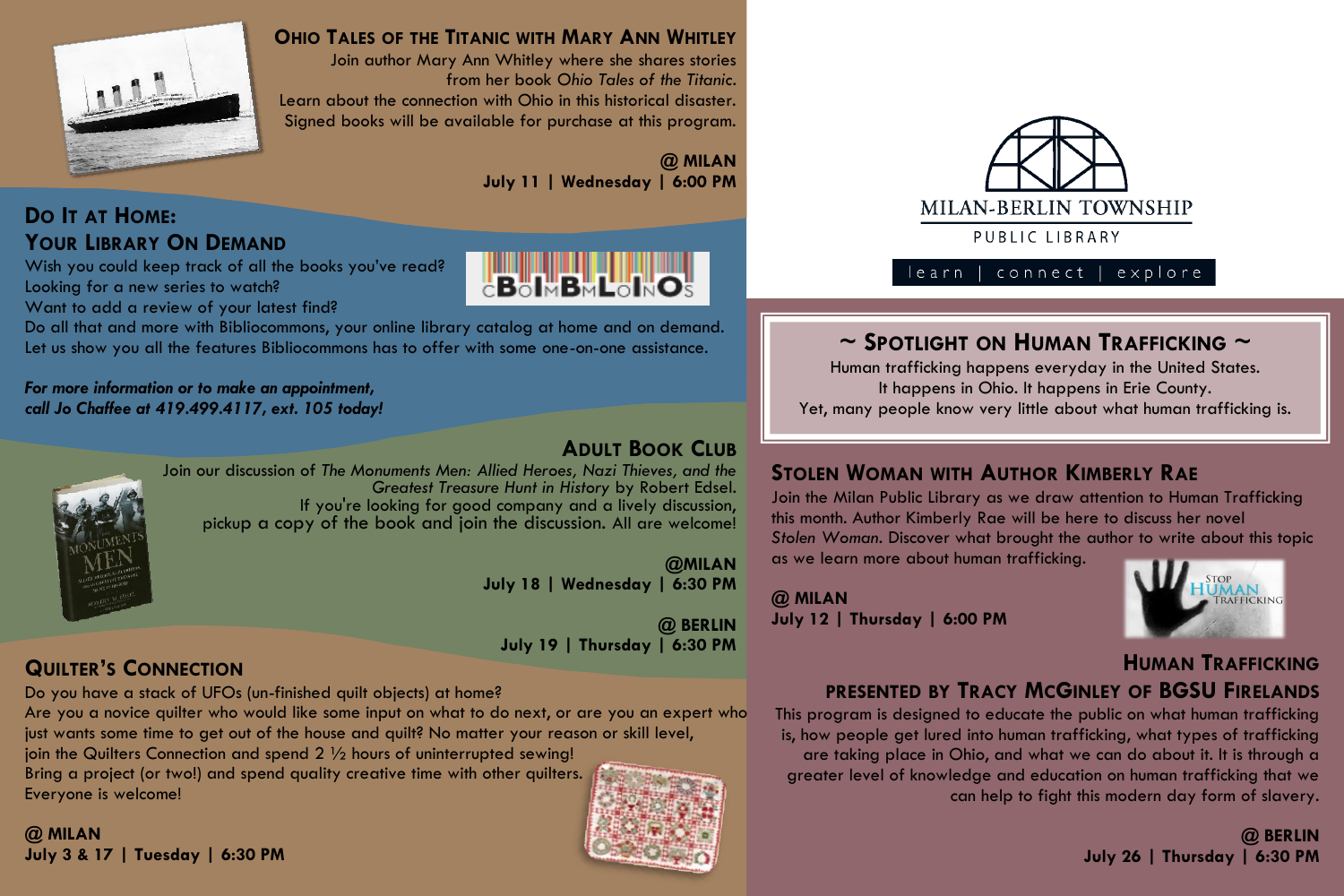## Ohio Tales of the Titanic with Mary Ann Whitley

Join author Mary Ann Whitley where she shares stories from her book *Ohio Tales of the Titanic*. Learn about the connection with Ohio in this historical disaster. Signed books will be available for purchase at this program.

**@ MILAN**
**July 11 | Wednesday | 6:00 PM**

## Do It at Home: Your Library On Demand

Wish you could keep track of all the books you've read?
Looking for a new series to watch?
Want to add a review of your latest find?
Do all that and more with Bibliocommons, your online library catalog at home and on demand. Let us show you all the features Bibliocommons has to offer with some one-on-one assistance.

***For more information or to make an appointment, call Jo Chaffee at 419.499.4117, ext. 105 today!***

## Adult Book Club

Join our discussion of *The Monuments Men: Allied Heroes, Nazi Thieves, and the Greatest Treasure Hunt in History* by Robert Edsel. If you're looking for good company and a lively discussion, pickup a copy of the book and join the discussion. All are welcome!

**@MILAN**
**July 18 | Wednesday | 6:30 PM**

**@ BERLIN**
**July 19 | Thursday | 6:30 PM**

## Quilter's Connection

Do you have a stack of UFOs (un-finished quilt objects) at home?
Are you a novice quilter who would like some input on what to do next, or are you an expert who just wants some time to get out of the house and quilt? No matter your reason or skill level, join the Quilters Connection and spend 2 ½ hours of uninterrupted sewing!
Bring a project (or two!) and spend quality creative time with other quilters.
Everyone is welcome!

**@ MILAN**
**July 3 & 17 | Tuesday | 6:30 PM**

MILAN-BERLIN TOWNSHIP
PUBLIC LIBRARY
learn | connect | explore

## ~ Spotlight on Human Trafficking ~

Human trafficking happens everyday in the United States.
It happens in Ohio. It happens in Erie County.
Yet, many people know very little about what human trafficking is.

## Stolen Woman with Author Kimberly Rae

Join the Milan Public Library as we draw attention to Human Trafficking this month. Author Kimberly Rae will be here to discuss her novel *Stolen Woman*. Discover what brought the author to write about this topic as we learn more about human trafficking.

**@ MILAN**
**July 12 | Thursday | 6:00 PM**

## Human Trafficking presented by Tracy McGinley of BGSU Firelands

This program is designed to educate the public on what human trafficking is, how people get lured into human trafficking, what types of trafficking are taking place in Ohio, and what we can do about it. It is through a greater level of knowledge and education on human trafficking that we can help to fight this modern day form of slavery.

**@ BERLIN**
**July 26 | Thursday | 6:30 PM**